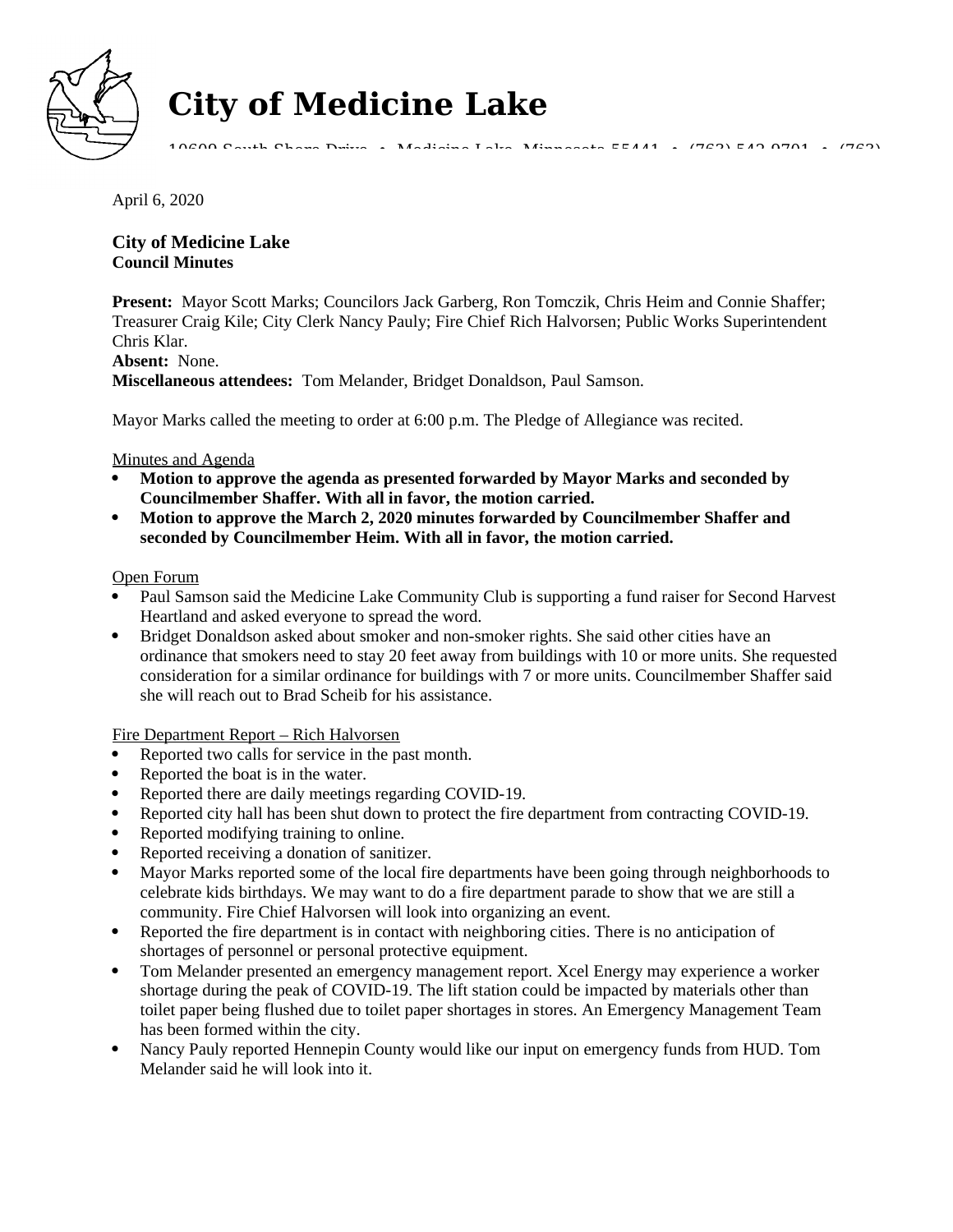# City of Medicine Lake

10609 South Shore Drive • Medicine Lake, Minnesota 55441 • (763) 542-9701 • (763)

April 6, 2020

**City of Medicine Lake**
**Council Minutes**

**Present:** Mayor Scott Marks; Councilors Jack Garberg, Ron Tomczik, Chris Heim and Connie Shaffer; Treasurer Craig Kile; City Clerk Nancy Pauly; Fire Chief Rich Halvorsen; Public Works Superintendent Chris Klar.
**Absent:** None.
**Miscellaneous attendees:** Tom Melander, Bridget Donaldson, Paul Samson.

Mayor Marks called the meeting to order at 6:00 p.m. The Pledge of Allegiance was recited.

Minutes and Agenda

- **Motion to approve the agenda as presented forwarded by Mayor Marks and seconded by Councilmember Shaffer. With all in favor, the motion carried.**
- **Motion to approve the March 2, 2020 minutes forwarded by Councilmember Shaffer and seconded by Councilmember Heim. With all in favor, the motion carried.**

Open Forum

- Paul Samson said the Medicine Lake Community Club is supporting a fund raiser for Second Harvest Heartland and asked everyone to spread the word.
- Bridget Donaldson asked about smoker and non-smoker rights. She said other cities have an ordinance that smokers need to stay 20 feet away from buildings with 10 or more units. She requested consideration for a similar ordinance for buildings with 7 or more units. Councilmember Shaffer said she will reach out to Brad Scheib for his assistance.

Fire Department Report – Rich Halvorsen

- Reported two calls for service in the past month.
- Reported the boat is in the water.
- Reported there are daily meetings regarding COVID-19.
- Reported city hall has been shut down to protect the fire department from contracting COVID-19.
- Reported modifying training to online.
- Reported receiving a donation of sanitizer.
- Mayor Marks reported some of the local fire departments have been going through neighborhoods to celebrate kids birthdays. We may want to do a fire department parade to show that we are still a community. Fire Chief Halvorsen will look into organizing an event.
- Reported the fire department is in contact with neighboring cities. There is no anticipation of shortages of personnel or personal protective equipment.
- Tom Melander presented an emergency management report. Xcel Energy may experience a worker shortage during the peak of COVID-19. The lift station could be impacted by materials other than toilet paper being flushed due to toilet paper shortages in stores. An Emergency Management Team has been formed within the city.
- Nancy Pauly reported Hennepin County would like our input on emergency funds from HUD. Tom Melander said he will look into it.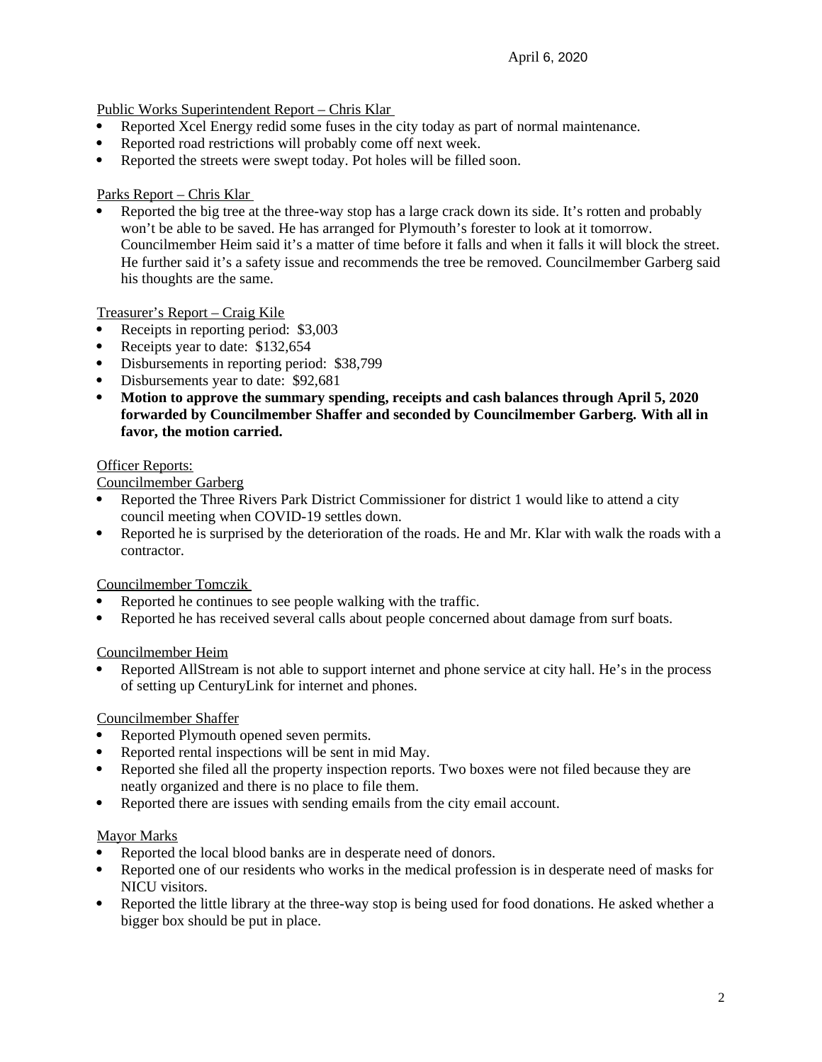April 6, 2020

Public Works Superintendent Report – Chris Klar

- Reported Xcel Energy redid some fuses in the city today as part of normal maintenance.
- Reported road restrictions will probably come off next week.
- Reported the streets were swept today. Pot holes will be filled soon.

Parks Report – Chris Klar

- Reported the big tree at the three-way stop has a large crack down its side. It's rotten and probably won't be able to be saved. He has arranged for Plymouth's forester to look at it tomorrow. Councilmember Heim said it's a matter of time before it falls and when it falls it will block the street. He further said it's a safety issue and recommends the tree be removed. Councilmember Garberg said his thoughts are the same.

Treasurer's Report – Craig Kile

- Receipts in reporting period: $3,003
- Receipts year to date: $132,654
- Disbursements in reporting period: $38,799
- Disbursements year to date: $92,681
- **Motion to approve the summary spending, receipts and cash balances through April 5, 2020 forwarded by Councilmember Shaffer and seconded by Councilmember Garberg. With all in favor, the motion carried.**

Officer Reports:

Councilmember Garberg

- Reported the Three Rivers Park District Commissioner for district 1 would like to attend a city council meeting when COVID-19 settles down.
- Reported he is surprised by the deterioration of the roads. He and Mr. Klar with walk the roads with a contractor.

Councilmember Tomczik

- Reported he continues to see people walking with the traffic.
- Reported he has received several calls about people concerned about damage from surf boats.

Councilmember Heim

- Reported AllStream is not able to support internet and phone service at city hall. He's in the process of setting up CenturyLink for internet and phones.

Councilmember Shaffer

- Reported Plymouth opened seven permits.
- Reported rental inspections will be sent in mid May.
- Reported she filed all the property inspection reports. Two boxes were not filed because they are neatly organized and there is no place to file them.
- Reported there are issues with sending emails from the city email account.

Mayor Marks

- Reported the local blood banks are in desperate need of donors.
- Reported one of our residents who works in the medical profession is in desperate need of masks for NICU visitors.
- Reported the little library at the three-way stop is being used for food donations. He asked whether a bigger box should be put in place.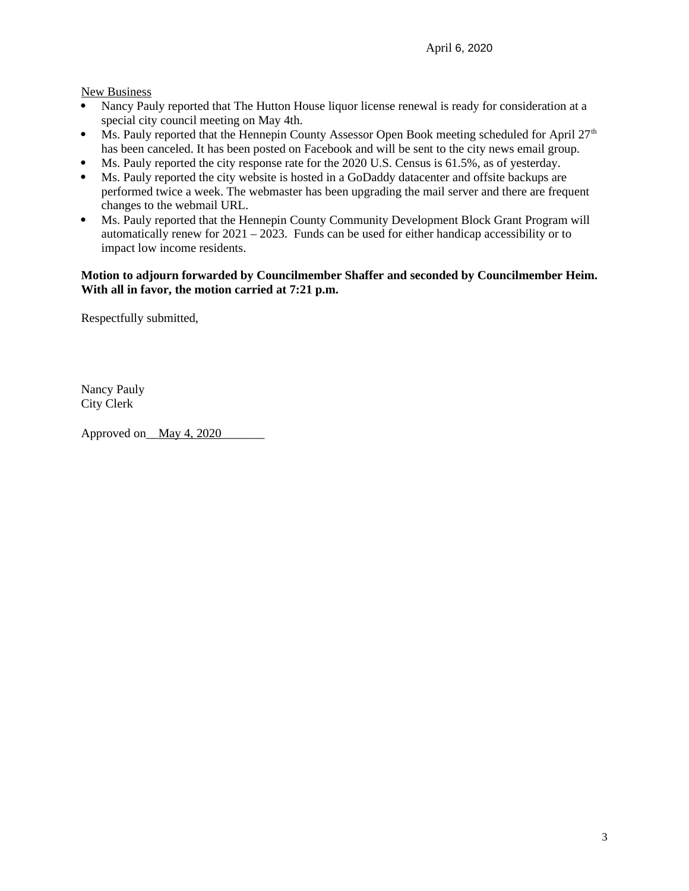New Business

- Nancy Pauly reported that The Hutton House liquor license renewal is ready for consideration at a special city council meeting on May 4th.
- Ms. Pauly reported that the Hennepin County Assessor Open Book meeting scheduled for April 27th has been canceled. It has been posted on Facebook and will be sent to the city news email group.
- Ms. Pauly reported the city response rate for the 2020 U.S. Census is 61.5%, as of yesterday.
- Ms. Pauly reported the city website is hosted in a GoDaddy datacenter and offsite backups are performed twice a week. The webmaster has been upgrading the mail server and there are frequent changes to the webmail URL.
- Ms. Pauly reported that the Hennepin County Community Development Block Grant Program will automatically renew for 2021 – 2023. Funds can be used for either handicap accessibility or to impact low income residents.

**Motion to adjourn forwarded by Councilmember Shaffer and seconded by Councilmember Heim. With all in favor, the motion carried at 7:21 p.m.**

Respectfully submitted,

Nancy Pauly
City Clerk

Approved on__May 4, 2020_______